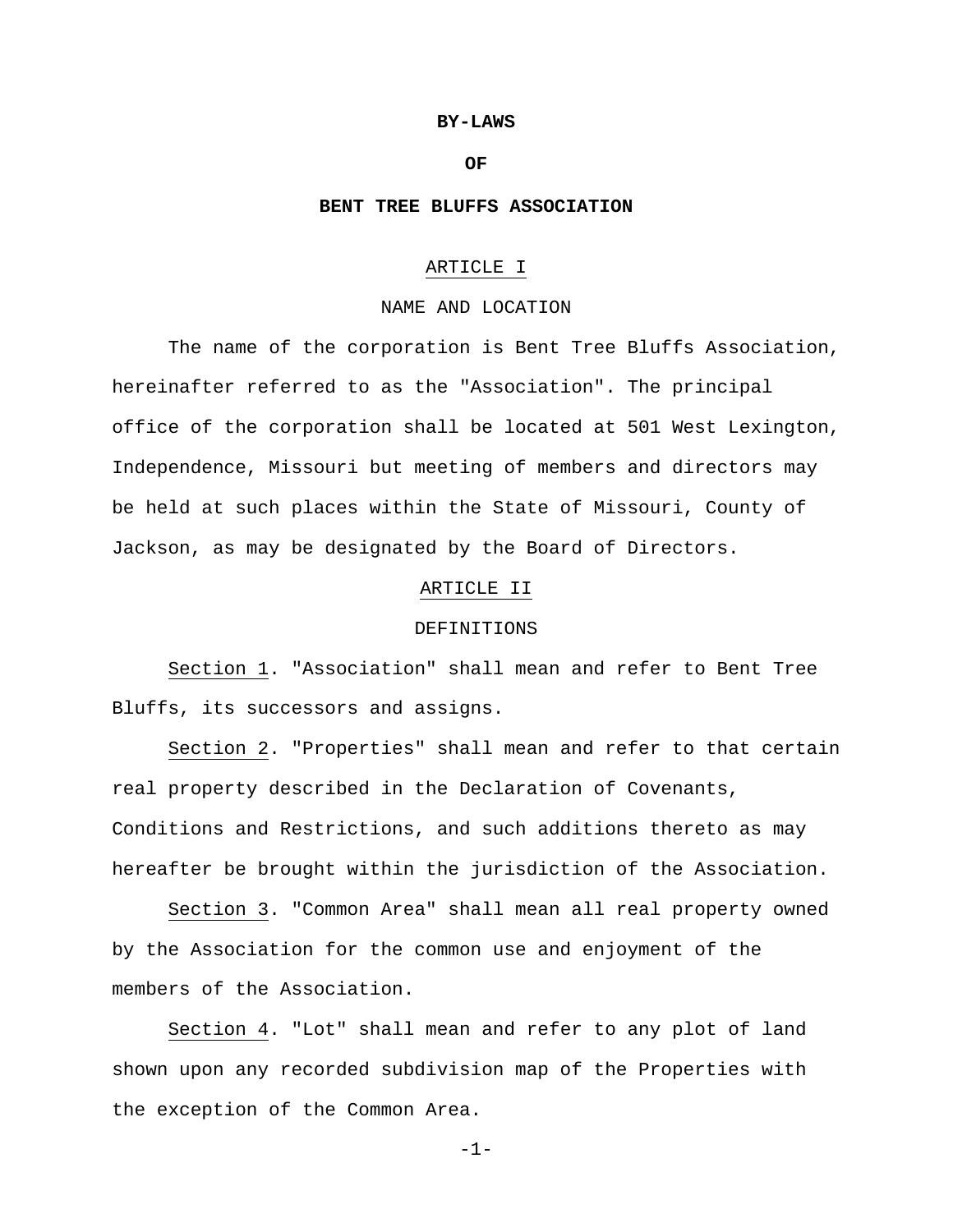# BY-LAWS

# OF

# BENT TREE BLUFFS ASSOCIATION

## ARTICLE I

## NAME AND LOCATION

The name of the corporation is Bent Tree Bluffs Association, hereinafter referred to as the "Association". The principal office of the corporation shall be located at 501 West Lexington, Independence, Missouri but meeting of members and directors may be held at such places within the State of Missouri, County of Jackson, as may be designated by the Board of Directors.

## ARTICLE II

## DEFINITIONS

Section 1. "Association" shall mean and refer to Bent Tree Bluffs, its successors and assigns.

Section 2. "Properties" shall mean and refer to that certain real property described in the Declaration of Covenants, Conditions and Restrictions, and such additions thereto as may hereafter be brought within the jurisdiction of the Association.

Section 3. "Common Area" shall mean all real property owned by the Association for the common use and enjoyment of the members of the Association.

Section 4. "Lot" shall mean and refer to any plot of land shown upon any recorded subdivision map of the Properties with the exception of the Common Area.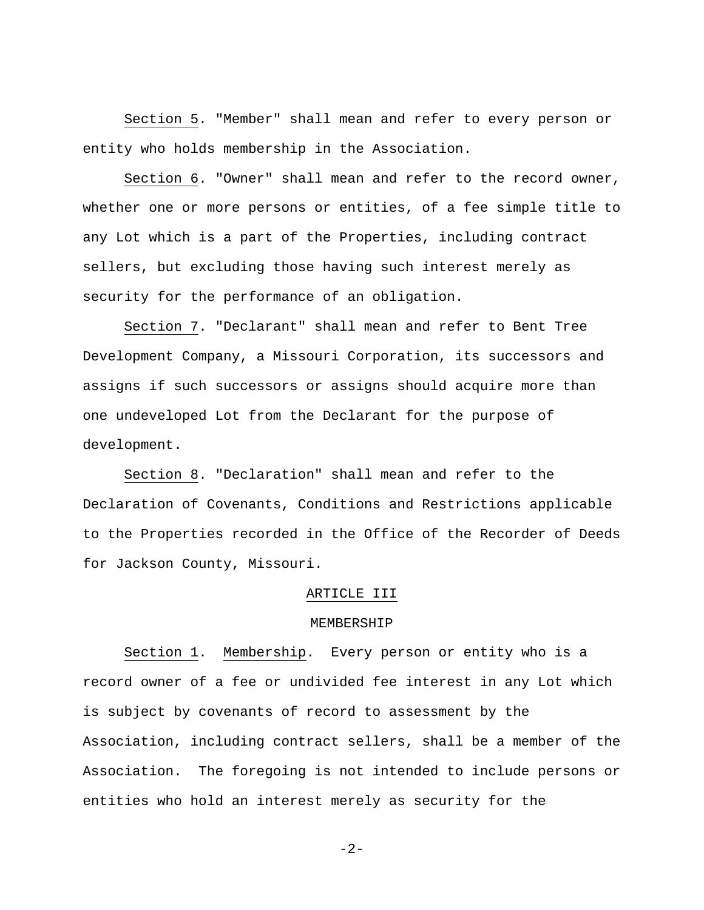Section 5. "Member" shall mean and refer to every person or entity who holds membership in the Association.

Section 6. "Owner" shall mean and refer to the record owner, whether one or more persons or entities, of a fee simple title to any Lot which is a part of the Properties, including contract sellers, but excluding those having such interest merely as security for the performance of an obligation.

Section 7. "Declarant" shall mean and refer to Bent Tree Development Company, a Missouri Corporation, its successors and assigns if such successors or assigns should acquire more than one undeveloped Lot from the Declarant for the purpose of development.

Section 8. "Declaration" shall mean and refer to the Declaration of Covenants, Conditions and Restrictions applicable to the Properties recorded in the Office of the Recorder of Deeds for Jackson County, Missouri.

## ARTICLE III

## MEMBERSHIP

Section 1. Membership. Every person or entity who is a record owner of a fee or undivided fee interest in any Lot which is subject by covenants of record to assessment by the Association, including contract sellers, shall be a member of the Association. The foregoing is not intended to include persons or entities who hold an interest merely as security for the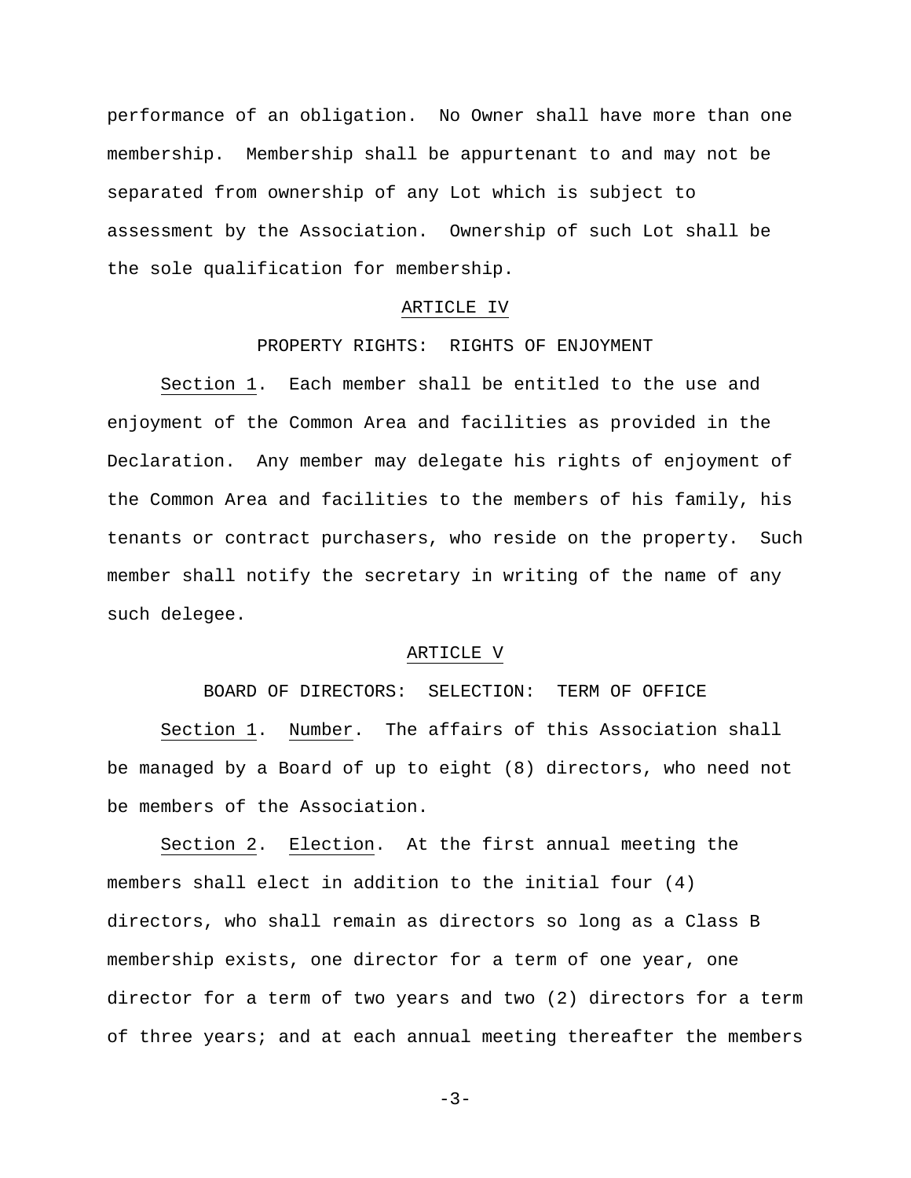performance of an obligation. No Owner shall have more than one membership. Membership shall be appurtenant to and may not be separated from ownership of any Lot which is subject to assessment by the Association. Ownership of such Lot shall be the sole qualification for membership.

## ARTICLE IV

## PROPERTY RIGHTS: RIGHTS OF ENJOYMENT

Section 1. Each member shall be entitled to the use and enjoyment of the Common Area and facilities as provided in the Declaration. Any member may delegate his rights of enjoyment of the Common Area and facilities to the members of his family, his tenants or contract purchasers, who reside on the property. Such member shall notify the secretary in writing of the name of any such delegee.

## ARTICLE V

## BOARD OF DIRECTORS: SELECTION: TERM OF OFFICE

Section 1. Number. The affairs of this Association shall be managed by a Board of up to eight (8) directors, who need not be members of the Association.

Section 2. Election. At the first annual meeting the members shall elect in addition to the initial four (4) directors, who shall remain as directors so long as a Class B membership exists, one director for a term of one year, one director for a term of two years and two (2) directors for a term of three years; and at each annual meeting thereafter the members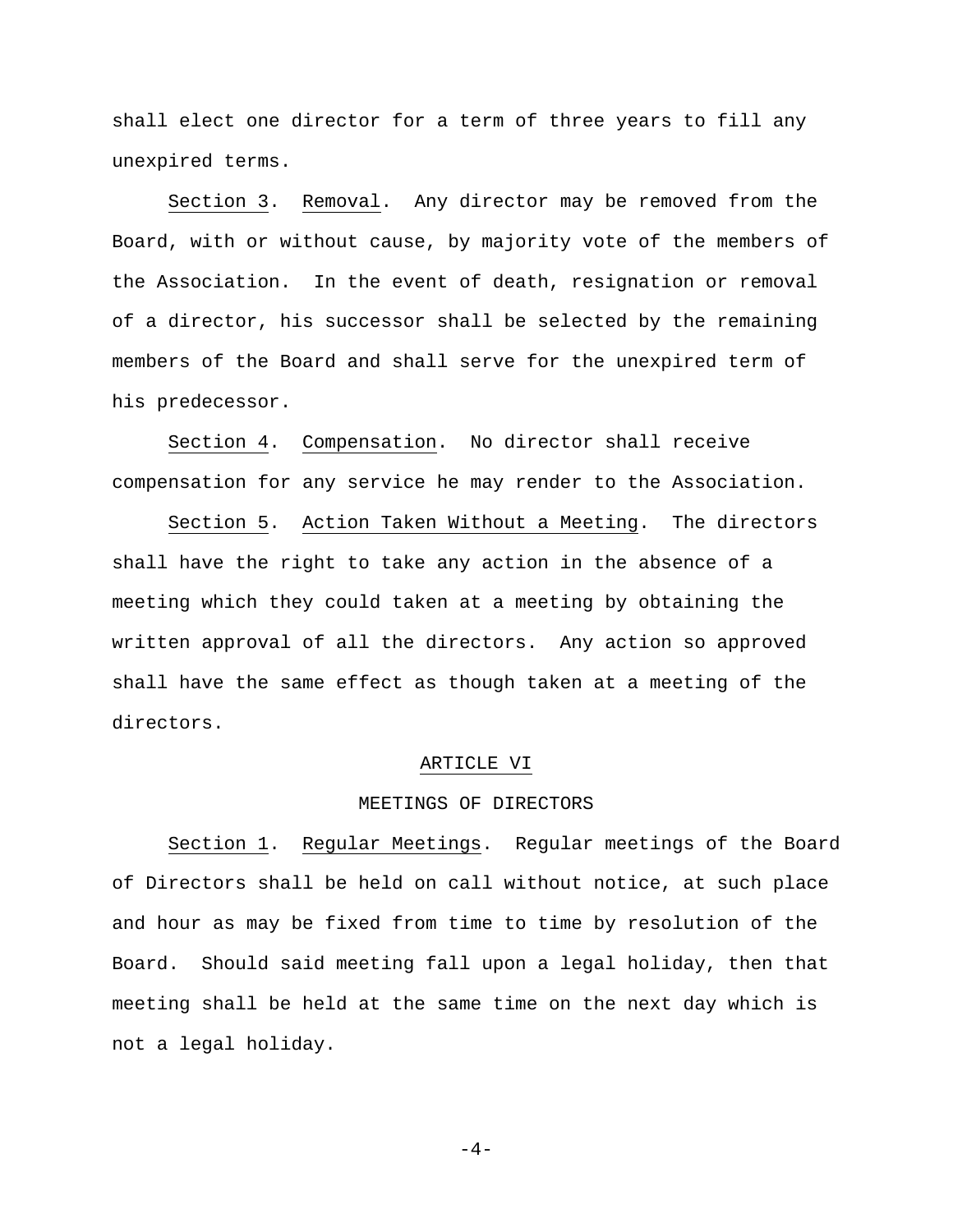shall elect one director for a term of three years to fill any unexpired terms.

Section 3. Removal. Any director may be removed from the Board, with or without cause, by majority vote of the members of the Association. In the event of death, resignation or removal of a director, his successor shall be selected by the remaining members of the Board and shall serve for the unexpired term of his predecessor.

Section 4. Compensation. No director shall receive compensation for any service he may render to the Association.

Section 5. Action Taken Without a Meeting. The directors shall have the right to take any action in the absence of a meeting which they could taken at a meeting by obtaining the written approval of all the directors. Any action so approved shall have the same effect as though taken at a meeting of the directors.

## ARTICLE VI

## MEETINGS OF DIRECTORS

Section 1. Regular Meetings. Regular meetings of the Board of Directors shall be held on call without notice, at such place and hour as may be fixed from time to time by resolution of the Board. Should said meeting fall upon a legal holiday, then that meeting shall be held at the same time on the next day which is not a legal holiday.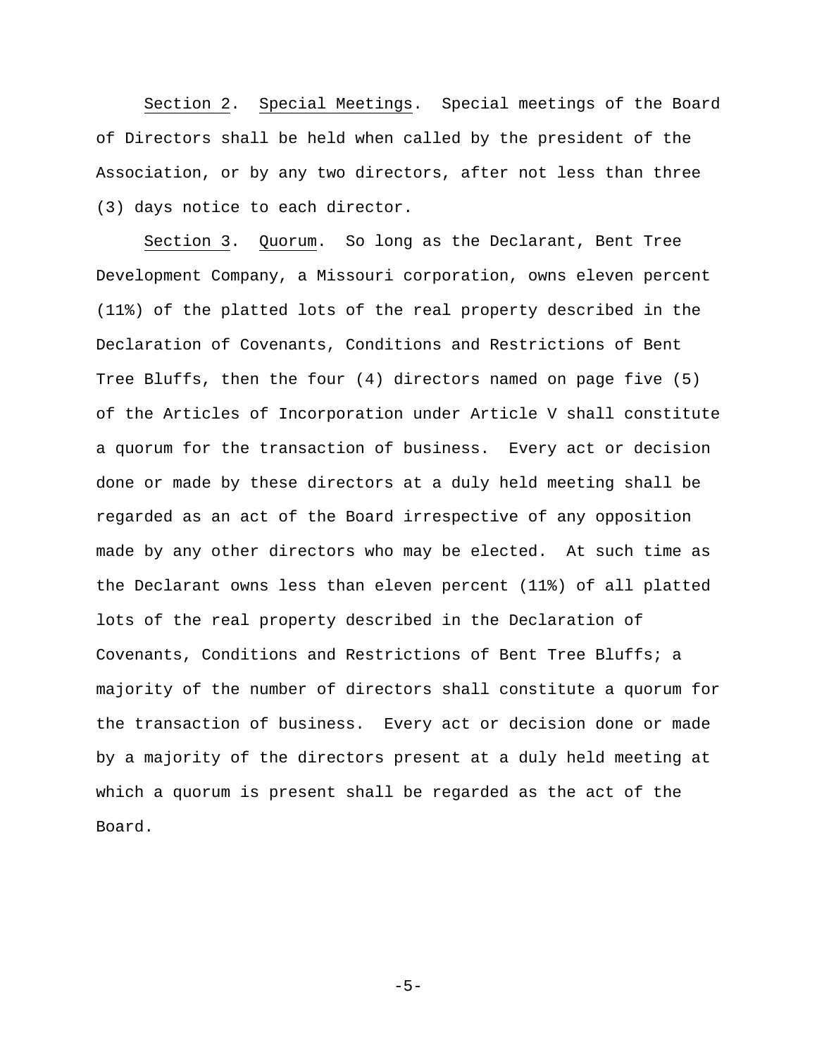<u>Section 2</u>. <u>Special Meetings</u>. Special meetings of the Board of Directors shall be held when called by the president of the Association, or by any two directors, after not less than three (3) days notice to each director.

<u>Section 3</u>. <u>Quorum</u>. So long as the Declarant, Bent Tree Development Company, a Missouri corporation, owns eleven percent (11%) of the platted lots of the real property described in the Declaration of Covenants, Conditions and Restrictions of Bent Tree Bluffs, then the four (4) directors named on page five (5) of the Articles of Incorporation under Article V shall constitute a quorum for the transaction of business. Every act or decision done or made by these directors at a duly held meeting shall be regarded as an act of the Board irrespective of any opposition made by any other directors who may be elected. At such time as the Declarant owns less than eleven percent (11%) of all platted lots of the real property described in the Declaration of Covenants, Conditions and Restrictions of Bent Tree Bluffs; a majority of the number of directors shall constitute a quorum for the transaction of business. Every act or decision done or made by a majority of the directors present at a duly held meeting at which a quorum is present shall be regarded as the act of the Board.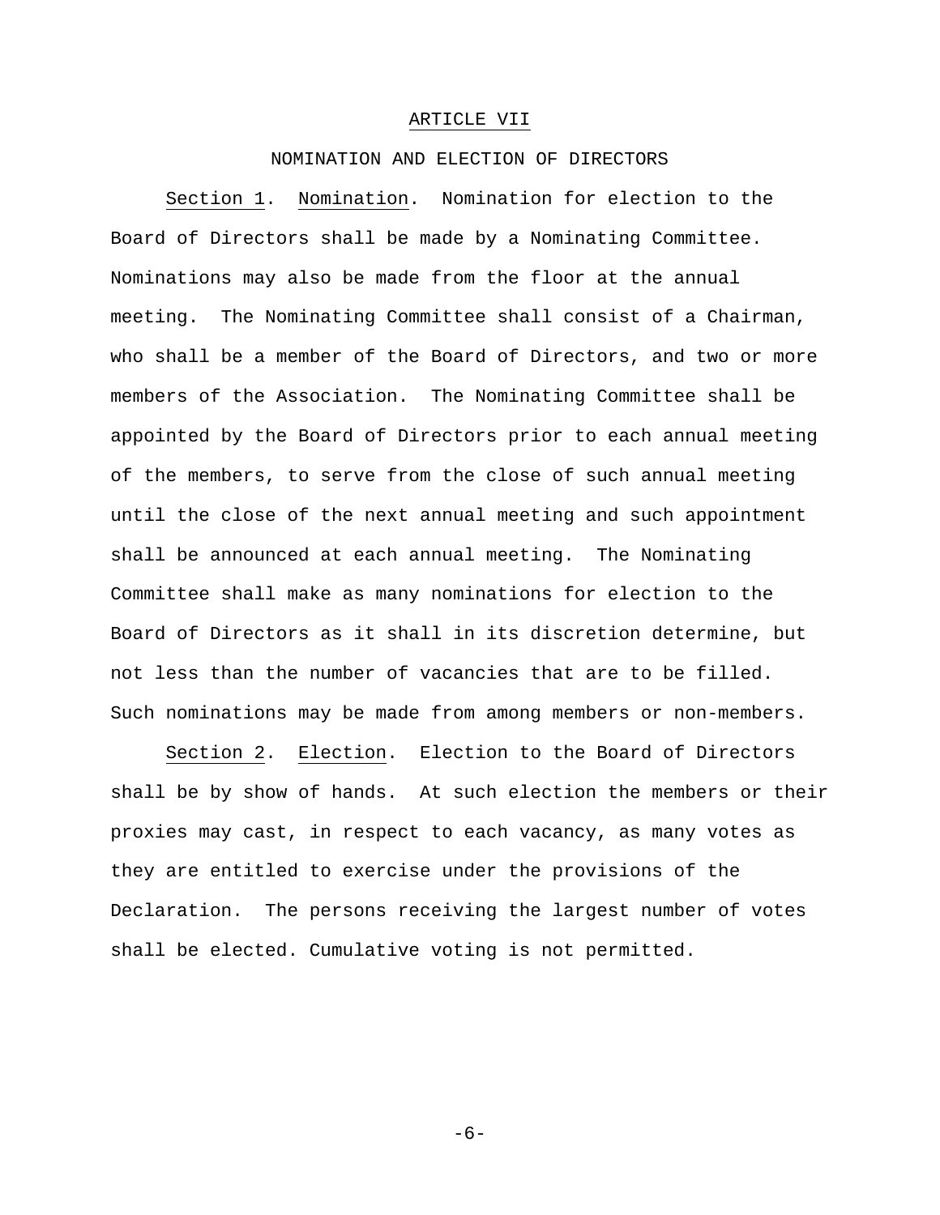## ARTICLE VII

### NOMINATION AND ELECTION OF DIRECTORS

Section 1. Nomination. Nomination for election to the Board of Directors shall be made by a Nominating Committee. Nominations may also be made from the floor at the annual meeting. The Nominating Committee shall consist of a Chairman, who shall be a member of the Board of Directors, and two or more members of the Association. The Nominating Committee shall be appointed by the Board of Directors prior to each annual meeting of the members, to serve from the close of such annual meeting until the close of the next annual meeting and such appointment shall be announced at each annual meeting. The Nominating Committee shall make as many nominations for election to the Board of Directors as it shall in its discretion determine, but not less than the number of vacancies that are to be filled. Such nominations may be made from among members or non-members.

Section 2. Election. Election to the Board of Directors shall be by show of hands. At such election the members or their proxies may cast, in respect to each vacancy, as many votes as they are entitled to exercise under the provisions of the Declaration. The persons receiving the largest number of votes shall be elected. Cumulative voting is not permitted.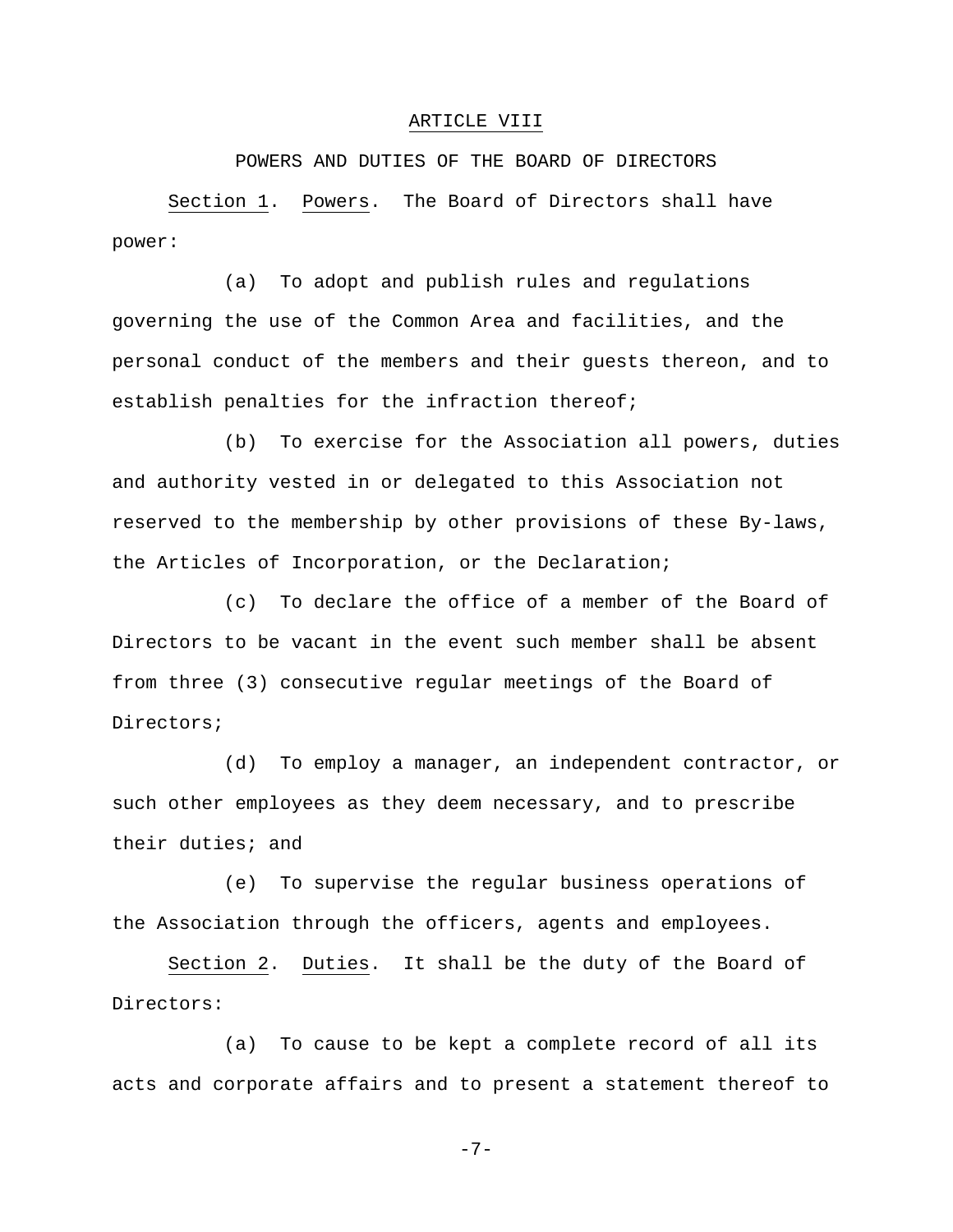## ARTICLE VIII

### POWERS AND DUTIES OF THE BOARD OF DIRECTORS

Section 1. Powers. The Board of Directors shall have power:

(a) To adopt and publish rules and regulations governing the use of the Common Area and facilities, and the personal conduct of the members and their guests thereon, and to establish penalties for the infraction thereof;

(b) To exercise for the Association all powers, duties and authority vested in or delegated to this Association not reserved to the membership by other provisions of these By-laws, the Articles of Incorporation, or the Declaration;

(c) To declare the office of a member of the Board of Directors to be vacant in the event such member shall be absent from three (3) consecutive regular meetings of the Board of Directors;

(d) To employ a manager, an independent contractor, or such other employees as they deem necessary, and to prescribe their duties; and

(e) To supervise the regular business operations of the Association through the officers, agents and employees.

Section 2. Duties. It shall be the duty of the Board of Directors:

(a) To cause to be kept a complete record of all its acts and corporate affairs and to present a statement thereof to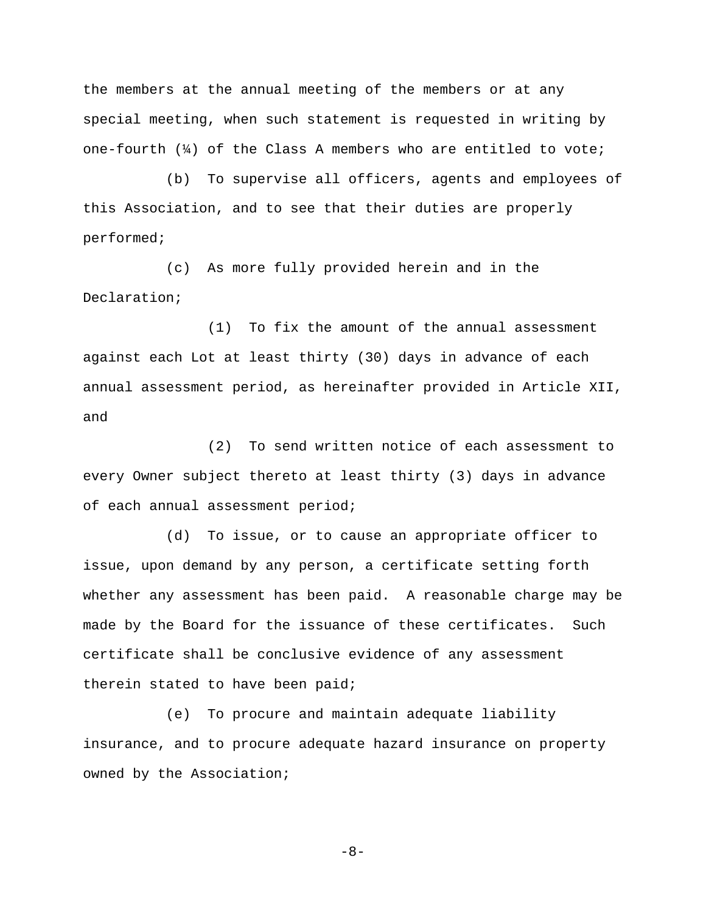the members at the annual meeting of the members or at any special meeting, when such statement is requested in writing by one-fourth (¼) of the Class A members who are entitled to vote;

(b) To supervise all officers, agents and employees of this Association, and to see that their duties are properly performed;

(c) As more fully provided herein and in the Declaration;

(1) To fix the amount of the annual assessment against each Lot at least thirty (30) days in advance of each annual assessment period, as hereinafter provided in Article XII, and

(2) To send written notice of each assessment to every Owner subject thereto at least thirty (3) days in advance of each annual assessment period;

(d) To issue, or to cause an appropriate officer to issue, upon demand by any person, a certificate setting forth whether any assessment has been paid. A reasonable charge may be made by the Board for the issuance of these certificates. Such certificate shall be conclusive evidence of any assessment therein stated to have been paid;

(e) To procure and maintain adequate liability insurance, and to procure adequate hazard insurance on property owned by the Association;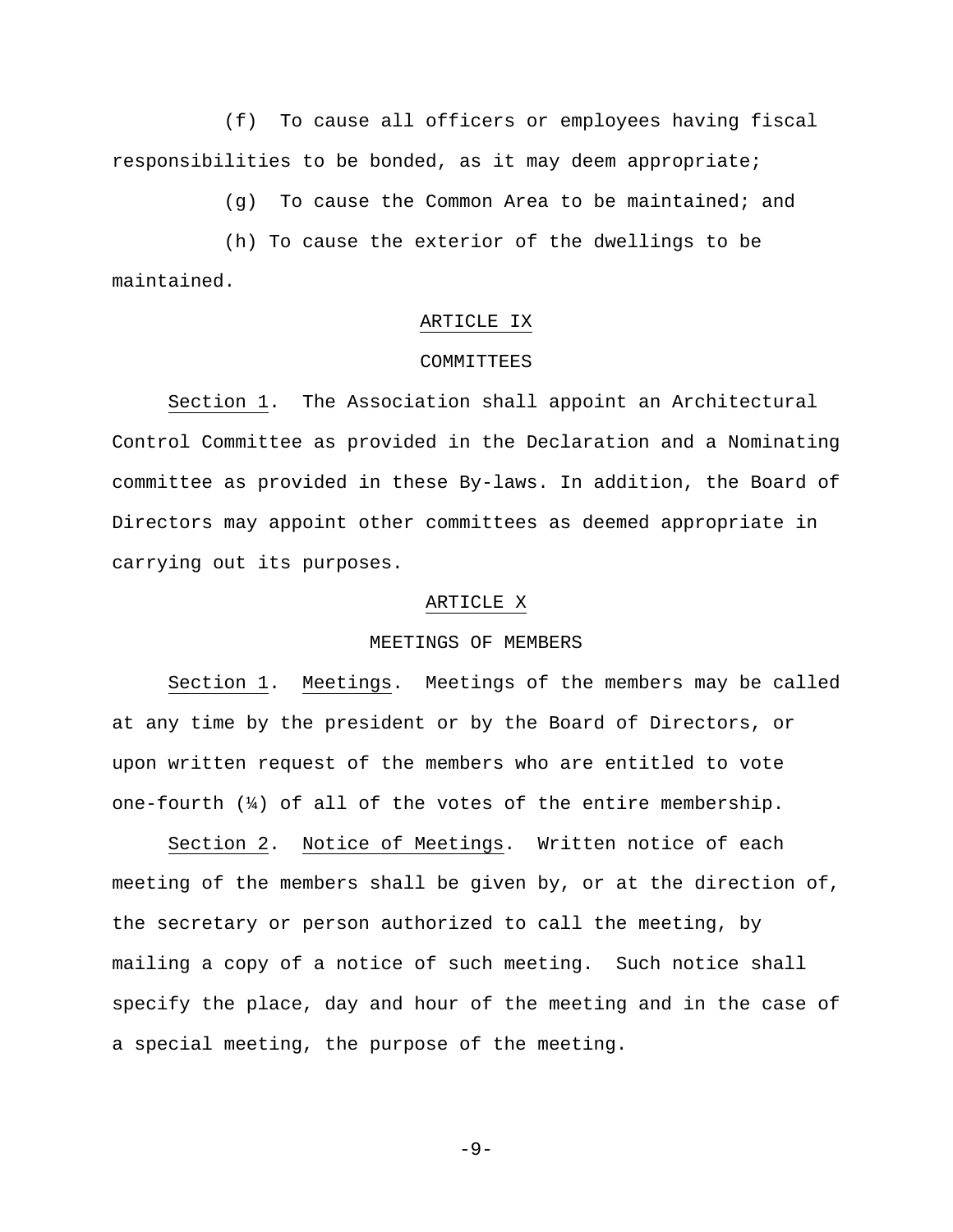(f) To cause all officers or employees having fiscal responsibilities to be bonded, as it may deem appropriate;

(g) To cause the Common Area to be maintained; and

(h) To cause the exterior of the dwellings to be maintained.

## ARTICLE IX

## COMMITTEES

Section 1. The Association shall appoint an Architectural Control Committee as provided in the Declaration and a Nominating committee as provided in these By-laws. In addition, the Board of Directors may appoint other committees as deemed appropriate in carrying out its purposes.

## ARTICLE X

## MEETINGS OF MEMBERS

Section 1. Meetings. Meetings of the members may be called at any time by the president or by the Board of Directors, or upon written request of the members who are entitled to vote one-fourth (¼) of all of the votes of the entire membership.

Section 2. Notice of Meetings. Written notice of each meeting of the members shall be given by, or at the direction of, the secretary or person authorized to call the meeting, by mailing a copy of a notice of such meeting. Such notice shall specify the place, day and hour of the meeting and in the case of a special meeting, the purpose of the meeting.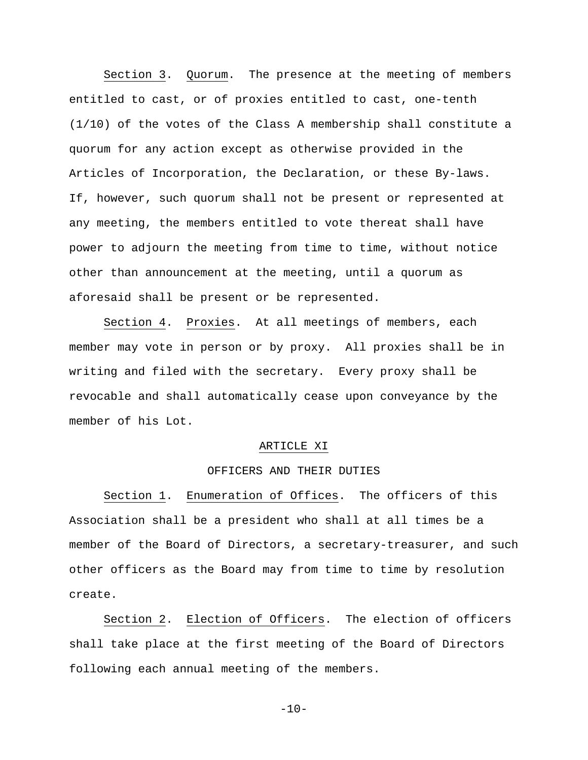Section 3. Quorum. The presence at the meeting of members entitled to cast, or of proxies entitled to cast, one-tenth (1/10) of the votes of the Class A membership shall constitute a quorum for any action except as otherwise provided in the Articles of Incorporation, the Declaration, or these By-laws. If, however, such quorum shall not be present or represented at any meeting, the members entitled to vote thereat shall have power to adjourn the meeting from time to time, without notice other than announcement at the meeting, until a quorum as aforesaid shall be present or be represented.

Section 4. Proxies. At all meetings of members, each member may vote in person or by proxy. All proxies shall be in writing and filed with the secretary. Every proxy shall be revocable and shall automatically cease upon conveyance by the member of his Lot.

## ARTICLE XI

## OFFICERS AND THEIR DUTIES

Section 1. Enumeration of Offices. The officers of this Association shall be a president who shall at all times be a member of the Board of Directors, a secretary-treasurer, and such other officers as the Board may from time to time by resolution create.

Section 2. Election of Officers. The election of officers shall take place at the first meeting of the Board of Directors following each annual meeting of the members.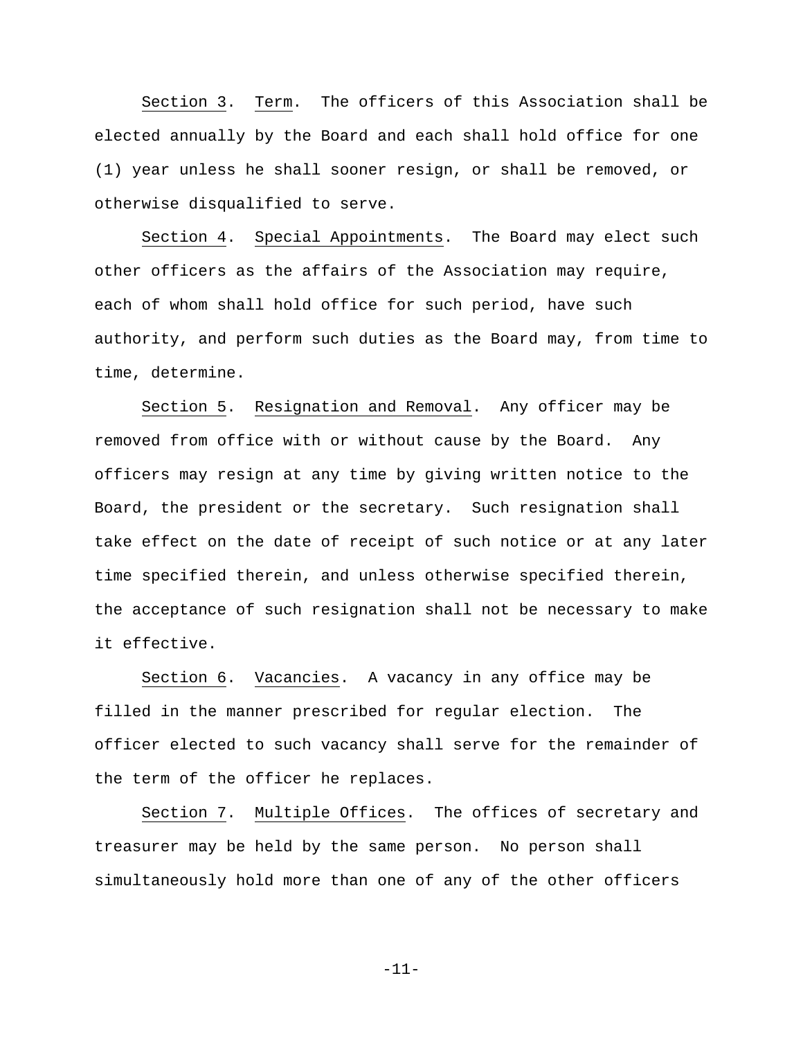Section 3. Term. The officers of this Association shall be elected annually by the Board and each shall hold office for one (1) year unless he shall sooner resign, or shall be removed, or otherwise disqualified to serve.

Section 4. Special Appointments. The Board may elect such other officers as the affairs of the Association may require, each of whom shall hold office for such period, have such authority, and perform such duties as the Board may, from time to time, determine.

Section 5. Resignation and Removal. Any officer may be removed from office with or without cause by the Board. Any officers may resign at any time by giving written notice to the Board, the president or the secretary. Such resignation shall take effect on the date of receipt of such notice or at any later time specified therein, and unless otherwise specified therein, the acceptance of such resignation shall not be necessary to make it effective.

Section 6. Vacancies. A vacancy in any office may be filled in the manner prescribed for regular election. The officer elected to such vacancy shall serve for the remainder of the term of the officer he replaces.

Section 7. Multiple Offices. The offices of secretary and treasurer may be held by the same person. No person shall simultaneously hold more than one of any of the other officers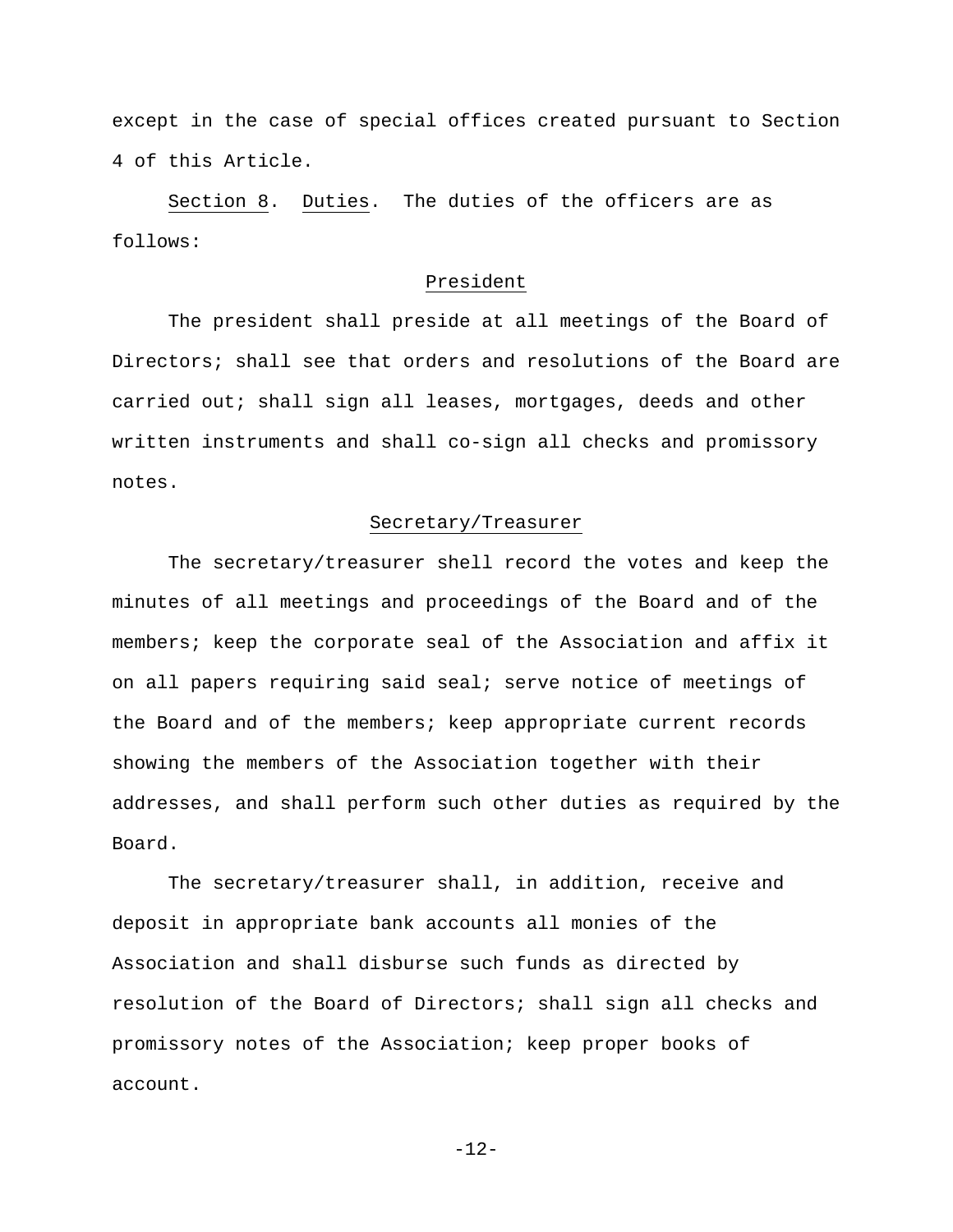except in the case of special offices created pursuant to Section 4 of this Article.

Section 8. Duties. The duties of the officers are as follows:

President

The president shall preside at all meetings of the Board of Directors; shall see that orders and resolutions of the Board are carried out; shall sign all leases, mortgages, deeds and other written instruments and shall co-sign all checks and promissory notes.

Secretary/Treasurer

The secretary/treasurer shell record the votes and keep the minutes of all meetings and proceedings of the Board and of the members; keep the corporate seal of the Association and affix it on all papers requiring said seal; serve notice of meetings of the Board and of the members; keep appropriate current records showing the members of the Association together with their addresses, and shall perform such other duties as required by the Board.

The secretary/treasurer shall, in addition, receive and deposit in appropriate bank accounts all monies of the Association and shall disburse such funds as directed by resolution of the Board of Directors; shall sign all checks and promissory notes of the Association; keep proper books of account.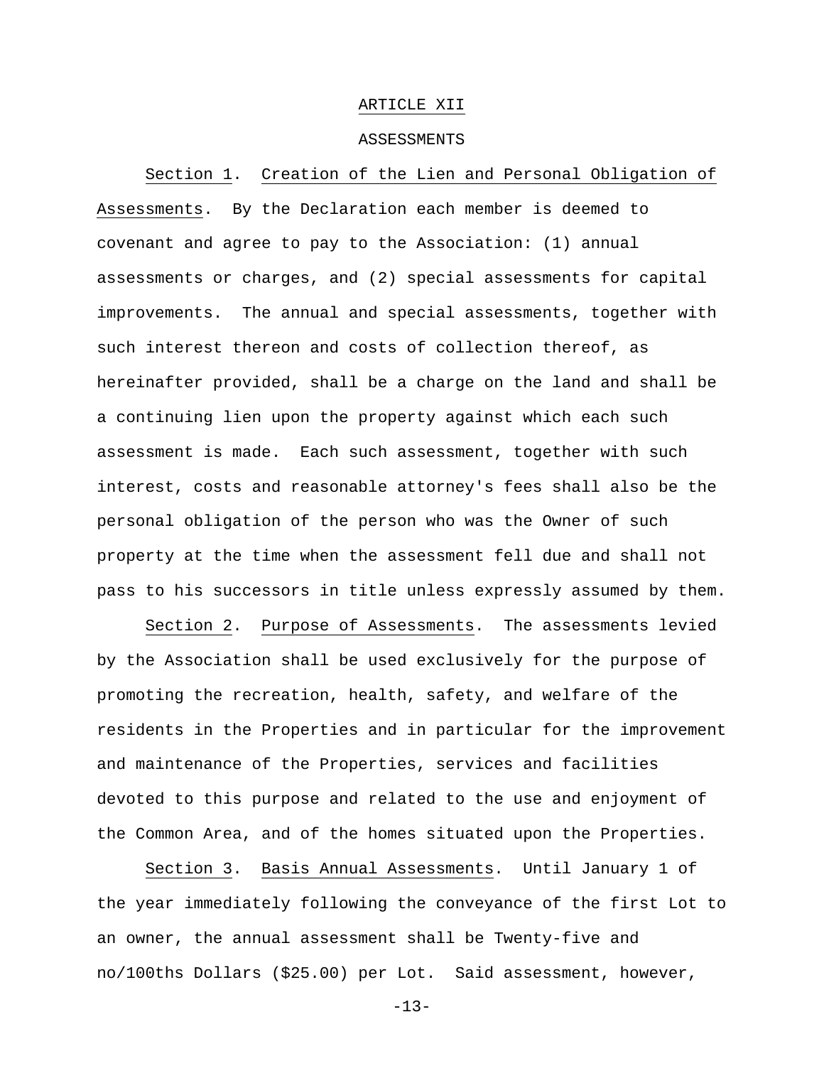## ARTICLE XII

## ASSESSMENTS

Section 1. Creation of the Lien and Personal Obligation of Assessments. By the Declaration each member is deemed to covenant and agree to pay to the Association: (1) annual assessments or charges, and (2) special assessments for capital improvements. The annual and special assessments, together with such interest thereon and costs of collection thereof, as hereinafter provided, shall be a charge on the land and shall be a continuing lien upon the property against which each such assessment is made. Each such assessment, together with such interest, costs and reasonable attorney's fees shall also be the personal obligation of the person who was the Owner of such property at the time when the assessment fell due and shall not pass to his successors in title unless expressly assumed by them.

Section 2. Purpose of Assessments. The assessments levied by the Association shall be used exclusively for the purpose of promoting the recreation, health, safety, and welfare of the residents in the Properties and in particular for the improvement and maintenance of the Properties, services and facilities devoted to this purpose and related to the use and enjoyment of the Common Area, and of the homes situated upon the Properties.

Section 3. Basis Annual Assessments. Until January 1 of the year immediately following the conveyance of the first Lot to an owner, the annual assessment shall be Twenty-five and no/100ths Dollars ($25.00) per Lot. Said assessment, however,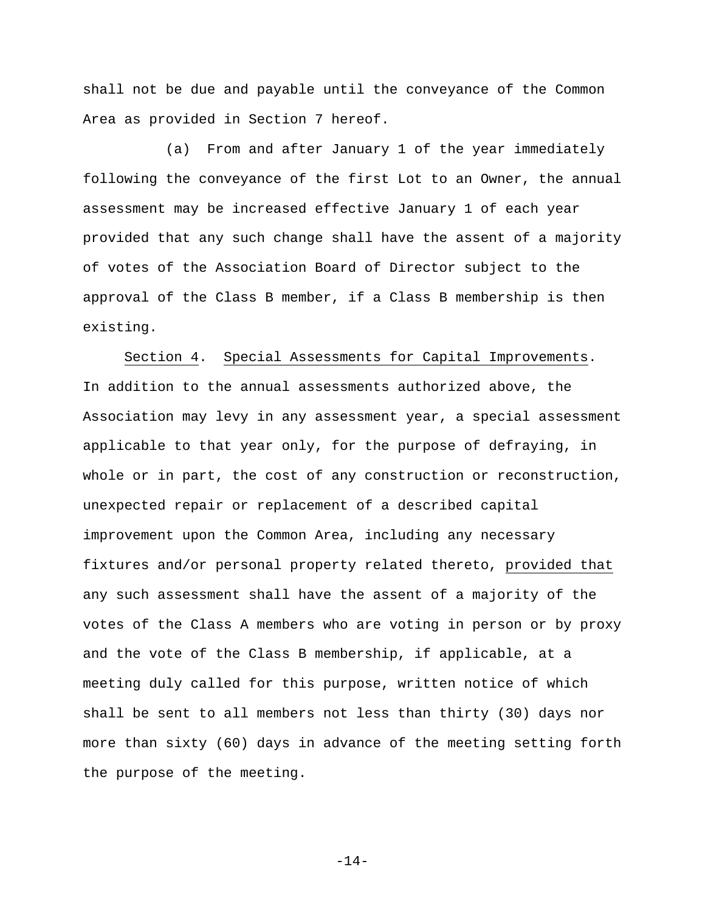shall not be due and payable until the conveyance of the Common Area as provided in Section 7 hereof.

(a) From and after January 1 of the year immediately following the conveyance of the first Lot to an Owner, the annual assessment may be increased effective January 1 of each year provided that any such change shall have the assent of a majority of votes of the Association Board of Director subject to the approval of the Class B member, if a Class B membership is then existing.

<u>Section 4</u>. <u>Special Assessments for Capital Improvements</u>. In addition to the annual assessments authorized above, the Association may levy in any assessment year, a special assessment applicable to that year only, for the purpose of defraying, in whole or in part, the cost of any construction or reconstruction, unexpected repair or replacement of a described capital improvement upon the Common Area, including any necessary fixtures and/or personal property related thereto, <u>provided that</u> any such assessment shall have the assent of a majority of the votes of the Class A members who are voting in person or by proxy and the vote of the Class B membership, if applicable, at a meeting duly called for this purpose, written notice of which shall be sent to all members not less than thirty (30) days nor more than sixty (60) days in advance of the meeting setting forth the purpose of the meeting.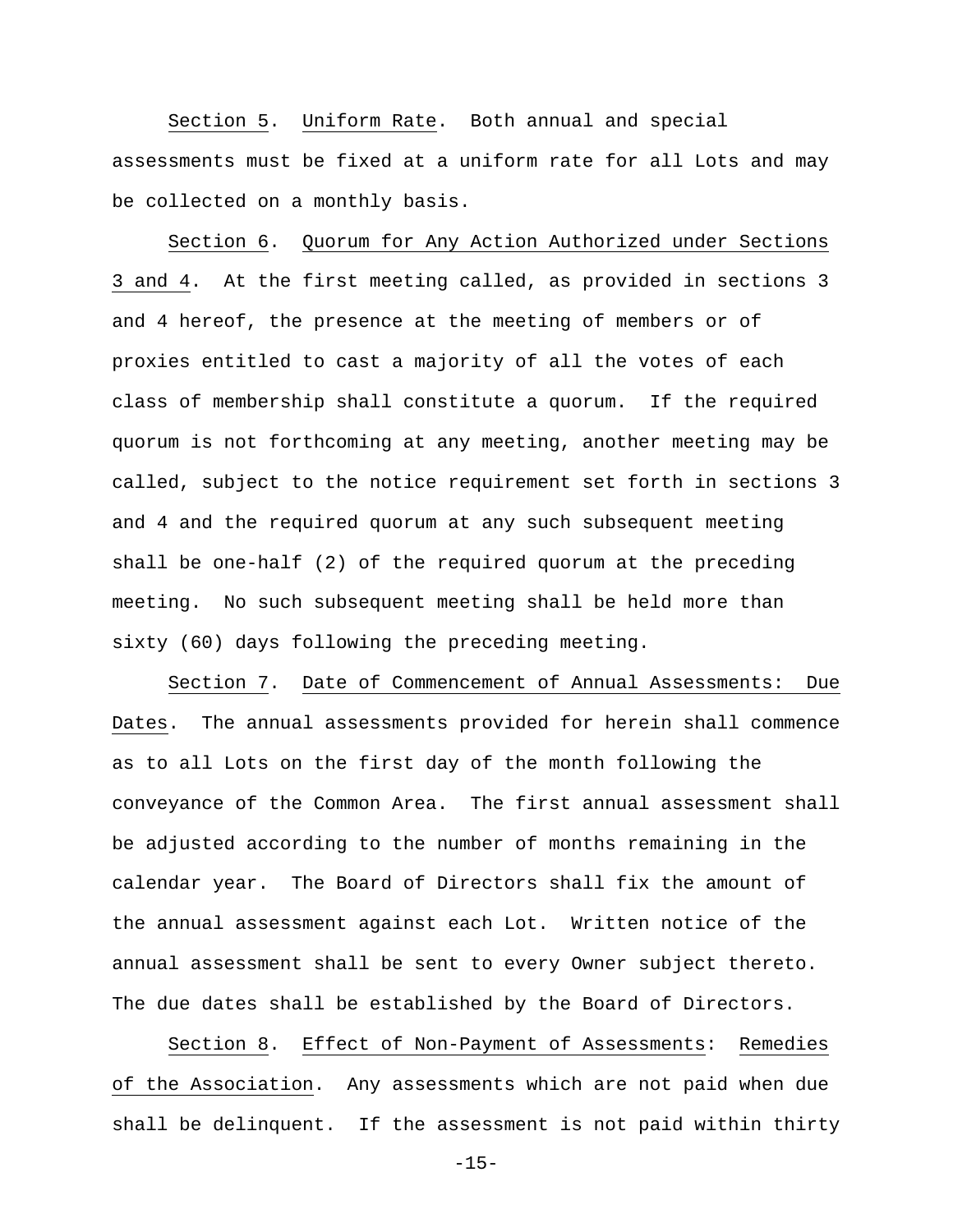Section 5. Uniform Rate. Both annual and special assessments must be fixed at a uniform rate for all Lots and may be collected on a monthly basis.

Section 6. Quorum for Any Action Authorized under Sections 3 and 4. At the first meeting called, as provided in sections 3 and 4 hereof, the presence at the meeting of members or of proxies entitled to cast a majority of all the votes of each class of membership shall constitute a quorum. If the required quorum is not forthcoming at any meeting, another meeting may be called, subject to the notice requirement set forth in sections 3 and 4 and the required quorum at any such subsequent meeting shall be one-half (2) of the required quorum at the preceding meeting. No such subsequent meeting shall be held more than sixty (60) days following the preceding meeting.

Section 7. Date of Commencement of Annual Assessments: Due Dates. The annual assessments provided for herein shall commence as to all Lots on the first day of the month following the conveyance of the Common Area. The first annual assessment shall be adjusted according to the number of months remaining in the calendar year. The Board of Directors shall fix the amount of the annual assessment against each Lot. Written notice of the annual assessment shall be sent to every Owner subject thereto. The due dates shall be established by the Board of Directors.

Section 8. Effect of Non-Payment of Assessments: Remedies of the Association. Any assessments which are not paid when due shall be delinquent. If the assessment is not paid within thirty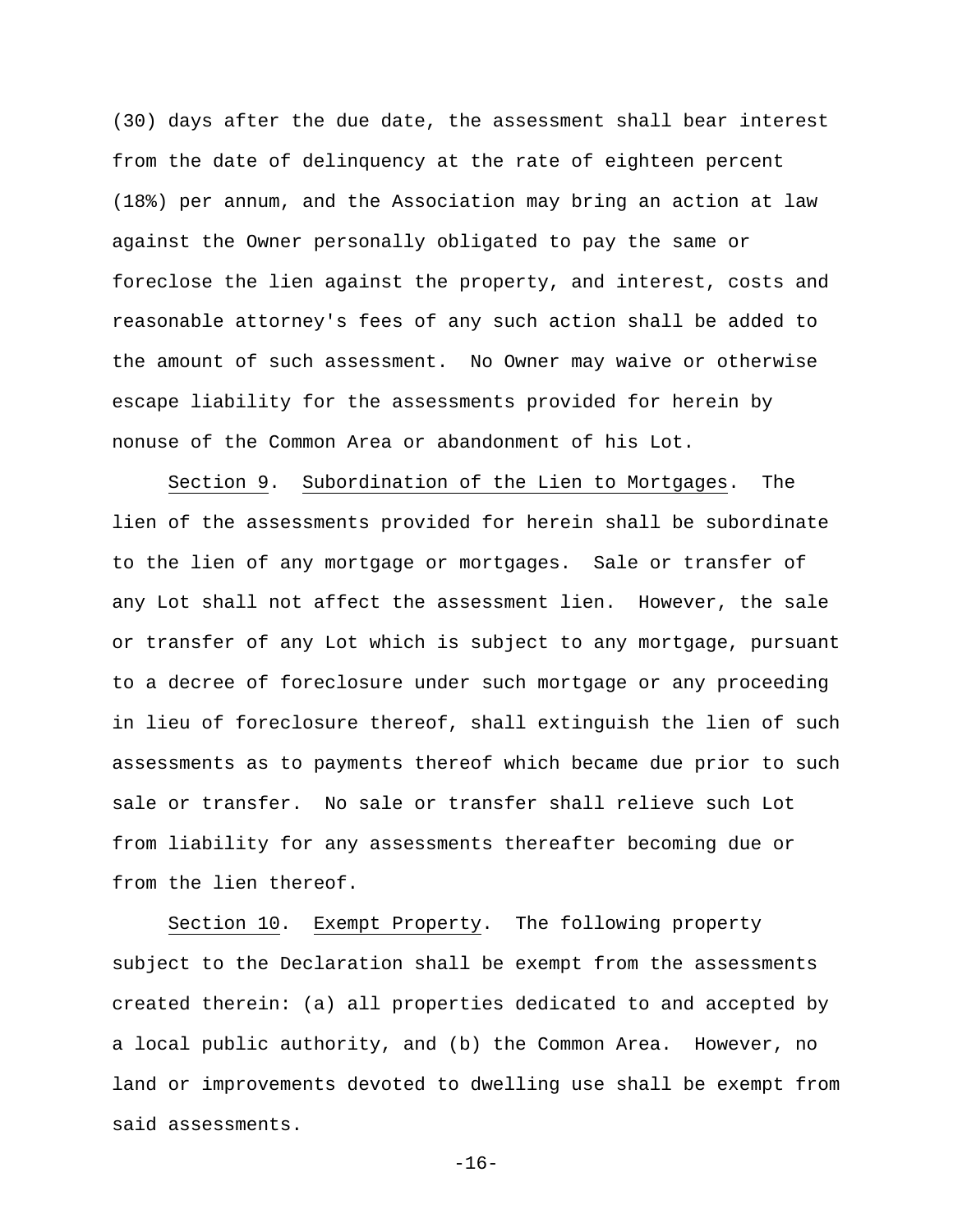(30) days after the due date, the assessment shall bear interest from the date of delinquency at the rate of eighteen percent (18%) per annum, and the Association may bring an action at law against the Owner personally obligated to pay the same or foreclose the lien against the property, and interest, costs and reasonable attorney's fees of any such action shall be added to the amount of such assessment. No Owner may waive or otherwise escape liability for the assessments provided for herein by nonuse of the Common Area or abandonment of his Lot.

Section 9. Subordination of the Lien to Mortgages. The lien of the assessments provided for herein shall be subordinate to the lien of any mortgage or mortgages. Sale or transfer of any Lot shall not affect the assessment lien. However, the sale or transfer of any Lot which is subject to any mortgage, pursuant to a decree of foreclosure under such mortgage or any proceeding in lieu of foreclosure thereof, shall extinguish the lien of such assessments as to payments thereof which became due prior to such sale or transfer. No sale or transfer shall relieve such Lot from liability for any assessments thereafter becoming due or from the lien thereof.

Section 10. Exempt Property. The following property subject to the Declaration shall be exempt from the assessments created therein: (a) all properties dedicated to and accepted by a local public authority, and (b) the Common Area. However, no land or improvements devoted to dwelling use shall be exempt from said assessments.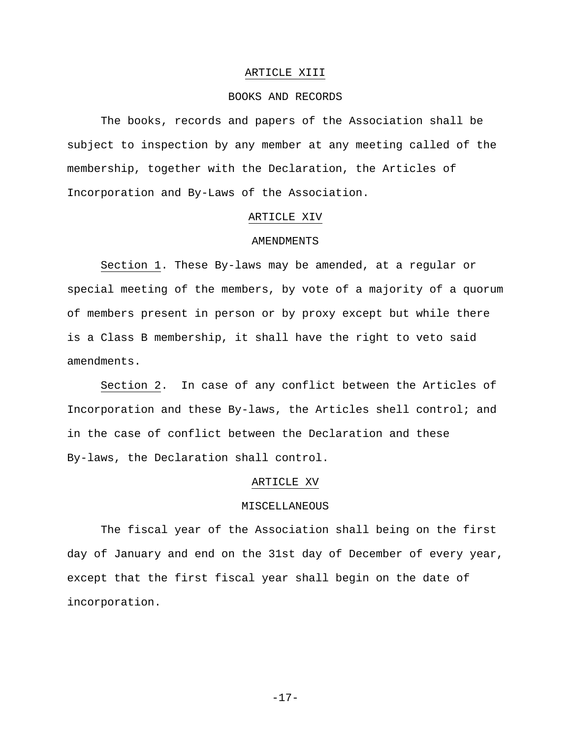## ARTICLE XIII

### BOOKS AND RECORDS

The books, records and papers of the Association shall be subject to inspection by any member at any meeting called of the membership, together with the Declaration, the Articles of Incorporation and By-Laws of the Association.

## ARTICLE XIV

### AMENDMENTS

Section 1. These By-laws may be amended, at a regular or special meeting of the members, by vote of a majority of a quorum of members present in person or by proxy except but while there is a Class B membership, it shall have the right to veto said amendments.

Section 2. In case of any conflict between the Articles of Incorporation and these By-laws, the Articles shell control; and in the case of conflict between the Declaration and these By-laws, the Declaration shall control.

## ARTICLE XV

### MISCELLANEOUS

The fiscal year of the Association shall being on the first day of January and end on the 31st day of December of every year, except that the first fiscal year shall begin on the date of incorporation.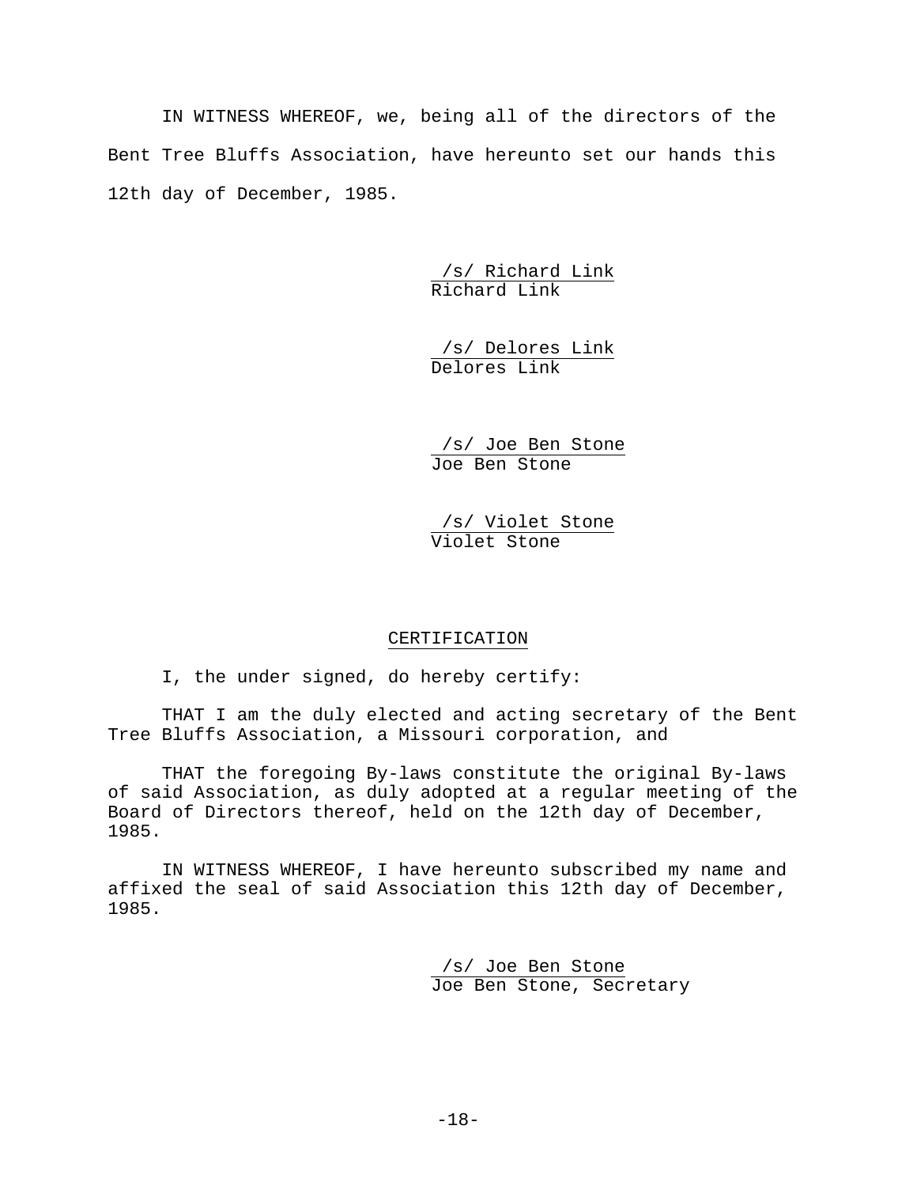IN WITNESS WHEREOF, we, being all of the directors of the Bent Tree Bluffs Association, have hereunto set our hands this 12th day of December, 1985.

/s/ Richard Link
Richard Link

/s/ Delores Link
Delores Link

/s/ Joe Ben Stone
Joe Ben Stone

/s/ Violet Stone
Violet Stone

CERTIFICATION

I, the under signed, do hereby certify:

THAT I am the duly elected and acting secretary of the Bent Tree Bluffs Association, a Missouri corporation, and

THAT the foregoing By-laws constitute the original By-laws of said Association, as duly adopted at a regular meeting of the Board of Directors thereof, held on the 12th day of December, 1985.

IN WITNESS WHEREOF, I have hereunto subscribed my name and affixed the seal of said Association this 12th day of December, 1985.

/s/ Joe Ben Stone
Joe Ben Stone, Secretary